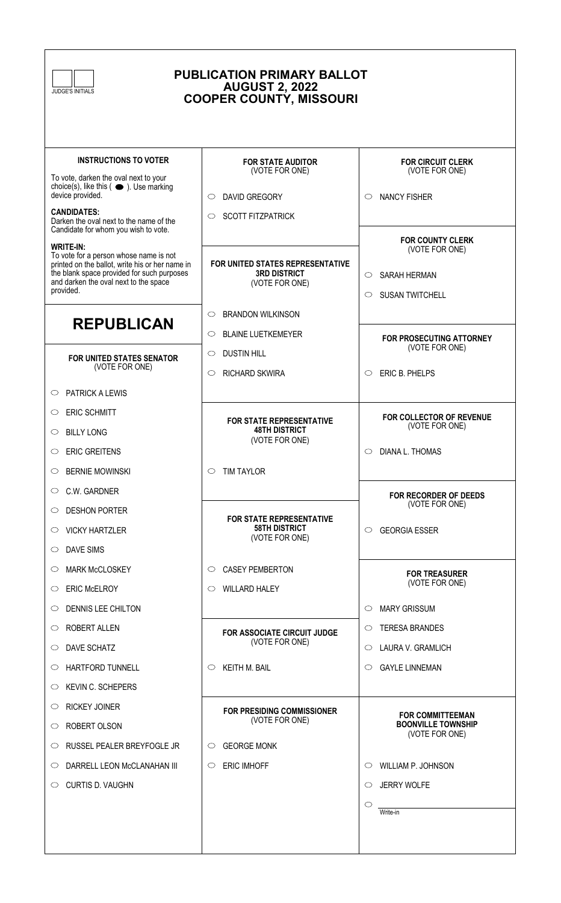JUDGE'S INITIALS

# PUBLICATION PRIMARY BALLOT
# AUGUST 2, 2022
# COOPER COUNTY, MISSOURI

### INSTRUCTIONS TO VOTER

To vote, darken the oval next to your choice(s), like this ( ⬬ ). Use marking device provided.

**CANDIDATES:**
Darken the oval next to the name of the Candidate for whom you wish to vote.

**WRITE-IN:**
To vote for a person whose name is not printed on the ballot, write his or her name in the blank space provided for such purposes and darken the oval next to the space provided.

## REPUBLICAN

### FOR UNITED STATES SENATOR
(VOTE FOR ONE)

- ○ PATRICK A LEWIS
- ○ ERIC SCHMITT
- ○ BILLY LONG
- ○ ERIC GREITENS
- ○ BERNIE MOWINSKI
- ○ C.W. GARDNER
- ○ DESHON PORTER
- ○ VICKY HARTZLER
- ○ DAVE SIMS
- ○ MARK McCLOSKEY
- ○ ERIC McELROY
- ○ DENNIS LEE CHILTON
- ○ ROBERT ALLEN
- ○ DAVE SCHATZ
- ○ HARTFORD TUNNELL
- ○ KEVIN C. SCHEPERS
- ○ RICKEY JOINER
- ○ ROBERT OLSON
- ○ RUSSEL PEALER BREYFOGLE JR
- ○ DARRELL LEON McCLANAHAN III
- ○ CURTIS D. VAUGHN

### FOR STATE AUDITOR
(VOTE FOR ONE)

- ○ DAVID GREGORY
- ○ SCOTT FITZPATRICK

### FOR UNITED STATES REPRESENTATIVE 3RD DISTRICT
(VOTE FOR ONE)

- ○ BRANDON WILKINSON
- ○ BLAINE LUETKEMEYER
- ○ DUSTIN HILL
- ○ RICHARD SKWIRA

### FOR STATE REPRESENTATIVE 48TH DISTRICT
(VOTE FOR ONE)

- ○ TIM TAYLOR

### FOR STATE REPRESENTATIVE 58TH DISTRICT
(VOTE FOR ONE)

- ○ CASEY PEMBERTON
- ○ WILLARD HALEY

### FOR ASSOCIATE CIRCUIT JUDGE
(VOTE FOR ONE)

- ○ KEITH M. BAIL

### FOR PRESIDING COMMISSIONER
(VOTE FOR ONE)

- ○ GEORGE MONK
- ○ ERIC IMHOFF

### FOR CIRCUIT CLERK
(VOTE FOR ONE)

- ○ NANCY FISHER

### FOR COUNTY CLERK
(VOTE FOR ONE)

- ○ SARAH HERMAN
- ○ SUSAN TWITCHELL

### FOR PROSECUTING ATTORNEY
(VOTE FOR ONE)

- ○ ERIC B. PHELPS

### FOR COLLECTOR OF REVENUE
(VOTE FOR ONE)

- ○ DIANA L. THOMAS

### FOR RECORDER OF DEEDS
(VOTE FOR ONE)

- ○ GEORGIA ESSER

### FOR TREASURER
(VOTE FOR ONE)

- ○ MARY GRISSUM
- ○ TERESA BRANDES
- ○ LAURA V. GRAMLICH
- ○ GAYLE LINNEMAN

### FOR COMMITTEEMAN BOONVILLE TOWNSHIP
(VOTE FOR ONE)

- ○ WILLIAM P. JOHNSON
- ○ JERRY WOLFE
- ○ ____________ Write-in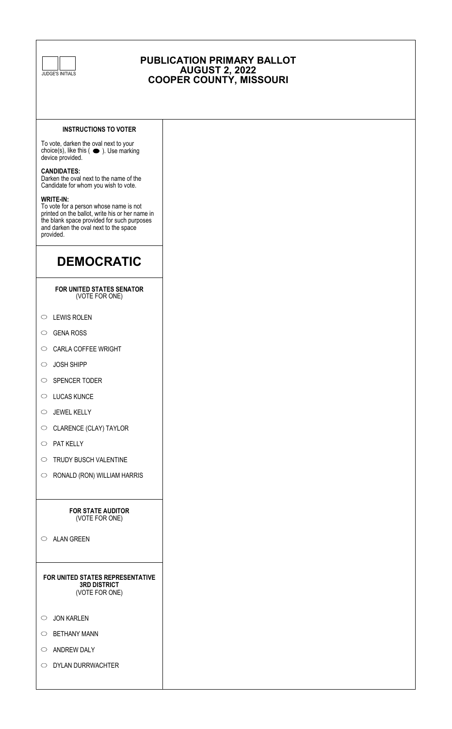JUDGE'S INITIALS

# PUBLICATION PRIMARY BALLOT
# AUGUST 2, 2022
# COOPER COUNTY, MISSOURI

**INSTRUCTIONS TO VOTER**

To vote, darken the oval next to your choice(s), like this ( ⬬ ). Use marking device provided.

**CANDIDATES:**
Darken the oval next to the name of the Candidate for whom you wish to vote.

**WRITE-IN:**
To vote for a person whose name is not printed on the ballot, write his or her name in the blank space provided for such purposes and darken the oval next to the space provided.

## DEMOCRATIC

**FOR UNITED STATES SENATOR**
(VOTE FOR ONE)

- ⬭ LEWIS ROLEN
- ⬭ GENA ROSS
- ⬭ CARLA COFFEE WRIGHT
- ⬭ JOSH SHIPP
- ⬭ SPENCER TODER
- ⬭ LUCAS KUNCE
- ⬭ JEWEL KELLY
- ⬭ CLARENCE (CLAY) TAYLOR
- ⬭ PAT KELLY
- ⬭ TRUDY BUSCH VALENTINE
- ⬭ RONALD (RON) WILLIAM HARRIS

**FOR STATE AUDITOR**
(VOTE FOR ONE)

- ⬭ ALAN GREEN

**FOR UNITED STATES REPRESENTATIVE**
**3RD DISTRICT**
(VOTE FOR ONE)

- ⬭ JON KARLEN
- ⬭ BETHANY MANN
- ⬭ ANDREW DALY
- ⬭ DYLAN DURRWACHTER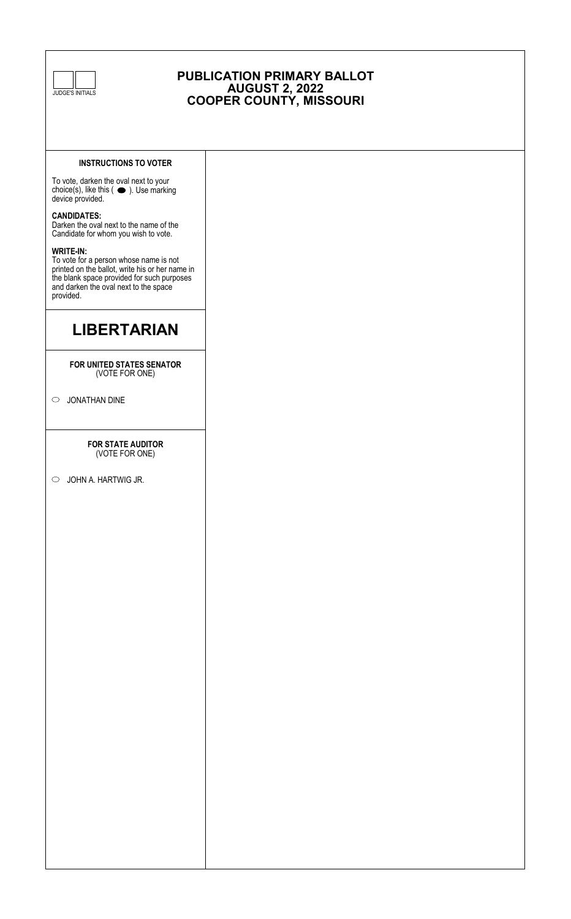JUDGE'S INITIALS

# PUBLICATION PRIMARY BALLOT
# AUGUST 2, 2022
# COOPER COUNTY, MISSOURI

**INSTRUCTIONS TO VOTER**

To vote, darken the oval next to your choice(s), like this ( ⬬ ). Use marking device provided.

**CANDIDATES:**
Darken the oval next to the name of the Candidate for whom you wish to vote.

**WRITE-IN:**
To vote for a person whose name is not printed on the ballot, write his or her name in the blank space provided for such purposes and darken the oval next to the space provided.

## LIBERTARIAN

**FOR UNITED STATES SENATOR**
(VOTE FOR ONE)

○ JONATHAN DINE

**FOR STATE AUDITOR**
(VOTE FOR ONE)

○ JOHN A. HARTWIG JR.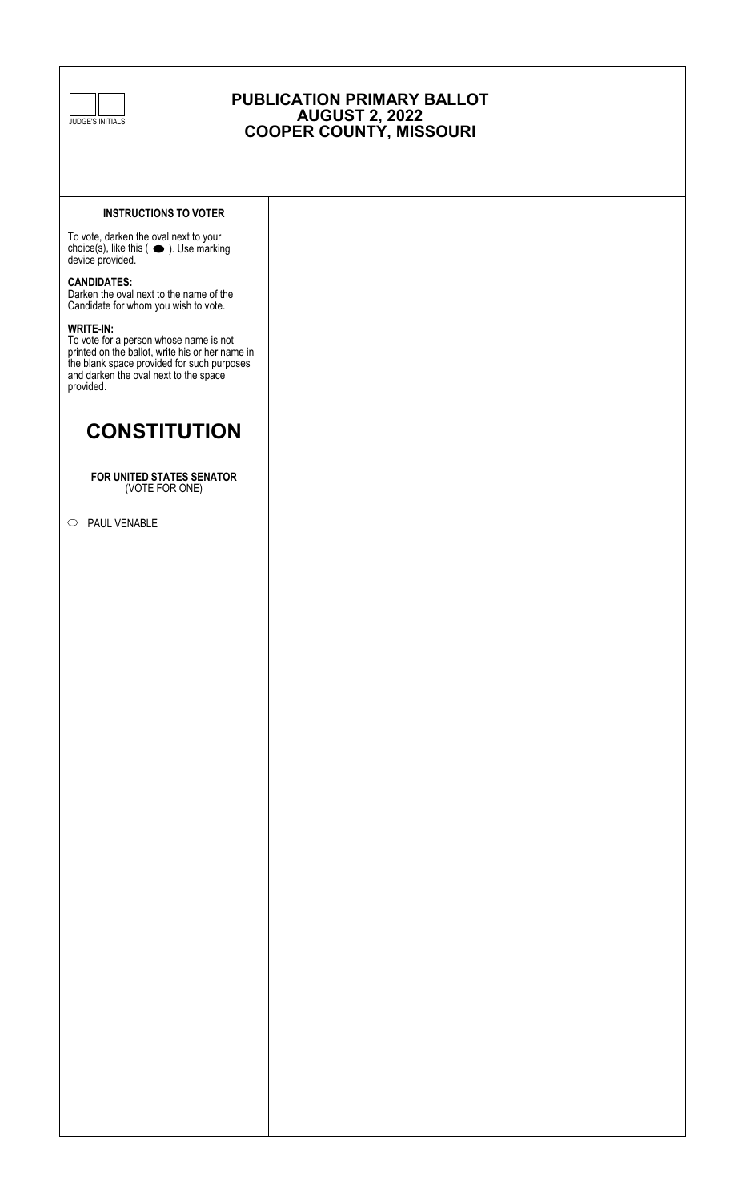JUDGE'S INITIALS

# PUBLICATION PRIMARY BALLOT
## AUGUST 2, 2022
## COOPER COUNTY, MISSOURI

**INSTRUCTIONS TO VOTER**

To vote, darken the oval next to your choice(s), like this ( ⬬ ). Use marking device provided.

**CANDIDATES:**
Darken the oval next to the name of the Candidate for whom you wish to vote.

**WRITE-IN:**
To vote for a person whose name is not printed on the ballot, write his or her name in the blank space provided for such purposes and darken the oval next to the space provided.

## CONSTITUTION

**FOR UNITED STATES SENATOR**
(VOTE FOR ONE)

○ PAUL VENABLE